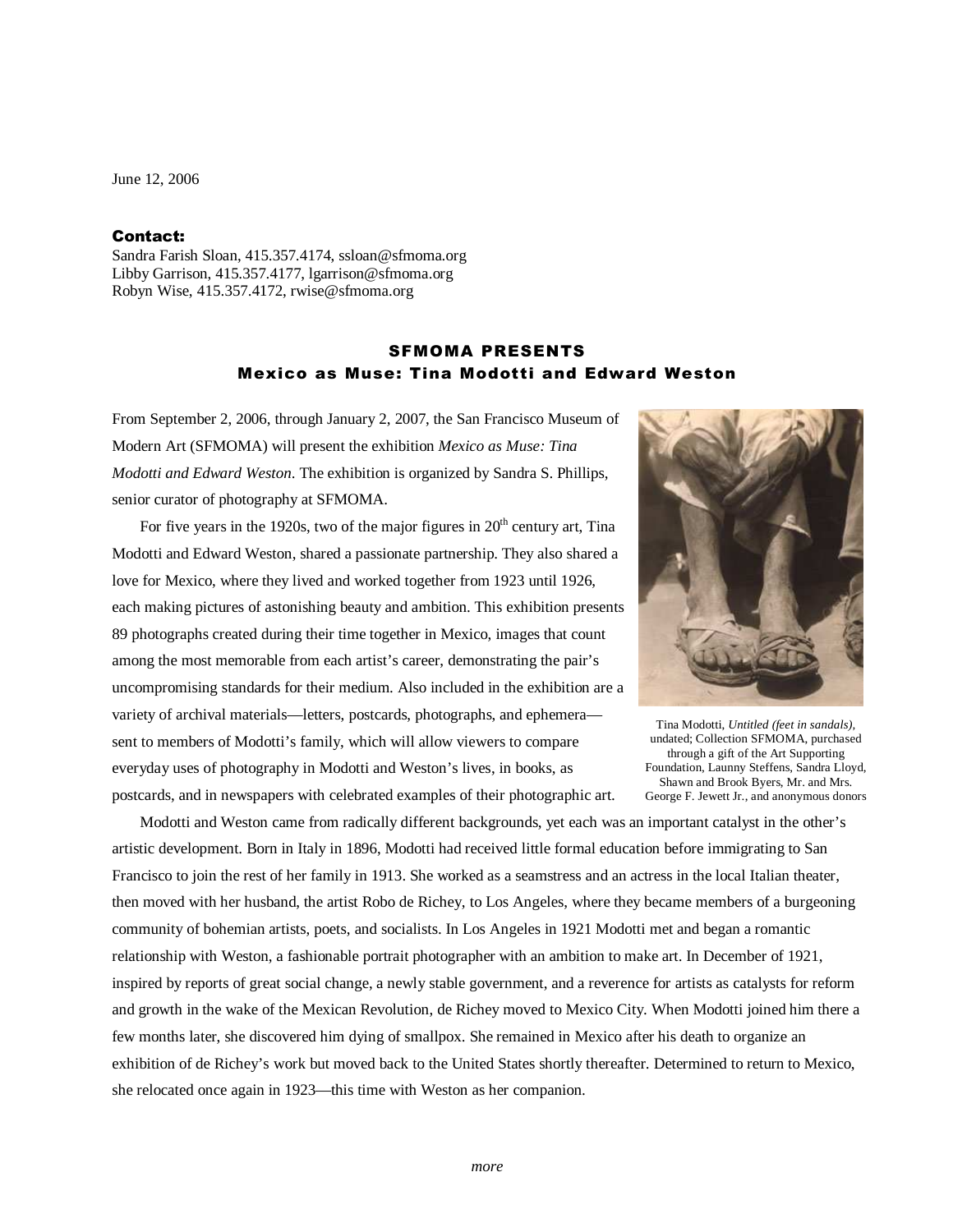June 12, 2006

**Contact:**
Sandra Farish Sloan, 415.357.4174, ssloan@sfmoma.org
Libby Garrison, 415.357.4177, lgarrison@sfmoma.org
Robyn Wise, 415.357.4172, rwise@sfmoma.org

## SFMOMA PRESENTS
## Mexico as Muse: Tina Modotti and Edward Weston

From September 2, 2006, through January 2, 2007, the San Francisco Museum of Modern Art (SFMOMA) will present the exhibition *Mexico as Muse: Tina Modotti and Edward Weston*. The exhibition is organized by Sandra S. Phillips, senior curator of photography at SFMOMA.

For five years in the 1920s, two of the major figures in 20th century art, Tina Modotti and Edward Weston, shared a passionate partnership. They also shared a love for Mexico, where they lived and worked together from 1923 until 1926, each making pictures of astonishing beauty and ambition. This exhibition presents 89 photographs created during their time together in Mexico, images that count among the most memorable from each artist's career, demonstrating the pair's uncompromising standards for their medium. Also included in the exhibition are a variety of archival materials—letters, postcards, photographs, and ephemera—sent to members of Modotti's family, which will allow viewers to compare everyday uses of photography in Modotti and Weston's lives, in books, as postcards, and in newspapers with celebrated examples of their photographic art.

Tina Modotti, *Untitled (feet in sandals)*, undated; Collection SFMOMA, purchased through a gift of the Art Supporting Foundation, Launny Steffens, Sandra Lloyd, Shawn and Brook Byers, Mr. and Mrs. George F. Jewett Jr., and anonymous donors

Modotti and Weston came from radically different backgrounds, yet each was an important catalyst in the other's artistic development. Born in Italy in 1896, Modotti had received little formal education before immigrating to San Francisco to join the rest of her family in 1913. She worked as a seamstress and an actress in the local Italian theater, then moved with her husband, the artist Robo de Richey, to Los Angeles, where they became members of a burgeoning community of bohemian artists, poets, and socialists. In Los Angeles in 1921 Modotti met and began a romantic relationship with Weston, a fashionable portrait photographer with an ambition to make art. In December of 1921, inspired by reports of great social change, a newly stable government, and a reverence for artists as catalysts for reform and growth in the wake of the Mexican Revolution, de Richey moved to Mexico City. When Modotti joined him there a few months later, she discovered him dying of smallpox. She remained in Mexico after his death to organize an exhibition of de Richey's work but moved back to the United States shortly thereafter. Determined to return to Mexico, she relocated once again in 1923—this time with Weston as her companion.

*more*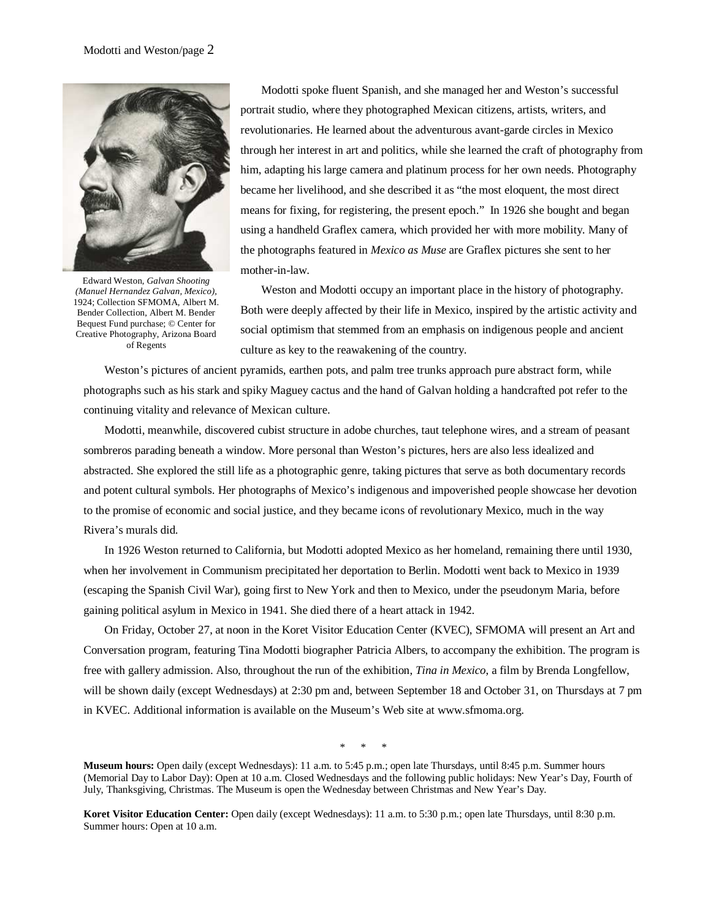Edward Weston, *Galvan Shooting (Manuel Hernandez Galvan, Mexico)*, 1924; Collection SFMOMA, Albert M. Bender Collection, Albert M. Bender Bequest Fund purchase; © Center for Creative Photography, Arizona Board of Regents

Modotti spoke fluent Spanish, and she managed her and Weston's successful portrait studio, where they photographed Mexican citizens, artists, writers, and revolutionaries. He learned about the adventurous avant-garde circles in Mexico through her interest in art and politics, while she learned the craft of photography from him, adapting his large camera and platinum process for her own needs. Photography became her livelihood, and she described it as "the most eloquent, the most direct means for fixing, for registering, the present epoch." In 1926 she bought and began using a handheld Graflex camera, which provided her with more mobility. Many of the photographs featured in *Mexico as Muse* are Graflex pictures she sent to her mother-in-law.

Weston and Modotti occupy an important place in the history of photography. Both were deeply affected by their life in Mexico, inspired by the artistic activity and social optimism that stemmed from an emphasis on indigenous people and ancient culture as key to the reawakening of the country.

Weston's pictures of ancient pyramids, earthen pots, and palm tree trunks approach pure abstract form, while photographs such as his stark and spiky Maguey cactus and the hand of Galvan holding a handcrafted pot refer to the continuing vitality and relevance of Mexican culture.

Modotti, meanwhile, discovered cubist structure in adobe churches, taut telephone wires, and a stream of peasant sombreros parading beneath a window. More personal than Weston's pictures, hers are also less idealized and abstracted. She explored the still life as a photographic genre, taking pictures that serve as both documentary records and potent cultural symbols. Her photographs of Mexico's indigenous and impoverished people showcase her devotion to the promise of economic and social justice, and they became icons of revolutionary Mexico, much in the way Rivera's murals did.

In 1926 Weston returned to California, but Modotti adopted Mexico as her homeland, remaining there until 1930, when her involvement in Communism precipitated her deportation to Berlin. Modotti went back to Mexico in 1939 (escaping the Spanish Civil War), going first to New York and then to Mexico, under the pseudonym Maria, before gaining political asylum in Mexico in 1941. She died there of a heart attack in 1942.

On Friday, October 27, at noon in the Koret Visitor Education Center (KVEC), SFMOMA will present an Art and Conversation program, featuring Tina Modotti biographer Patricia Albers, to accompany the exhibition. The program is free with gallery admission. Also, throughout the run of the exhibition, *Tina in Mexico*, a film by Brenda Longfellow, will be shown daily (except Wednesdays) at 2:30 pm and, between September 18 and October 31, on Thursdays at 7 pm in KVEC. Additional information is available on the Museum's Web site at www.sfmoma.org.

\* \* \*

**Museum hours:** Open daily (except Wednesdays): 11 a.m. to 5:45 p.m.; open late Thursdays, until 8:45 p.m. Summer hours (Memorial Day to Labor Day): Open at 10 a.m. Closed Wednesdays and the following public holidays: New Year's Day, Fourth of July, Thanksgiving, Christmas. The Museum is open the Wednesday between Christmas and New Year's Day.

**Koret Visitor Education Center:** Open daily (except Wednesdays): 11 a.m. to 5:30 p.m.; open late Thursdays, until 8:30 p.m. Summer hours: Open at 10 a.m.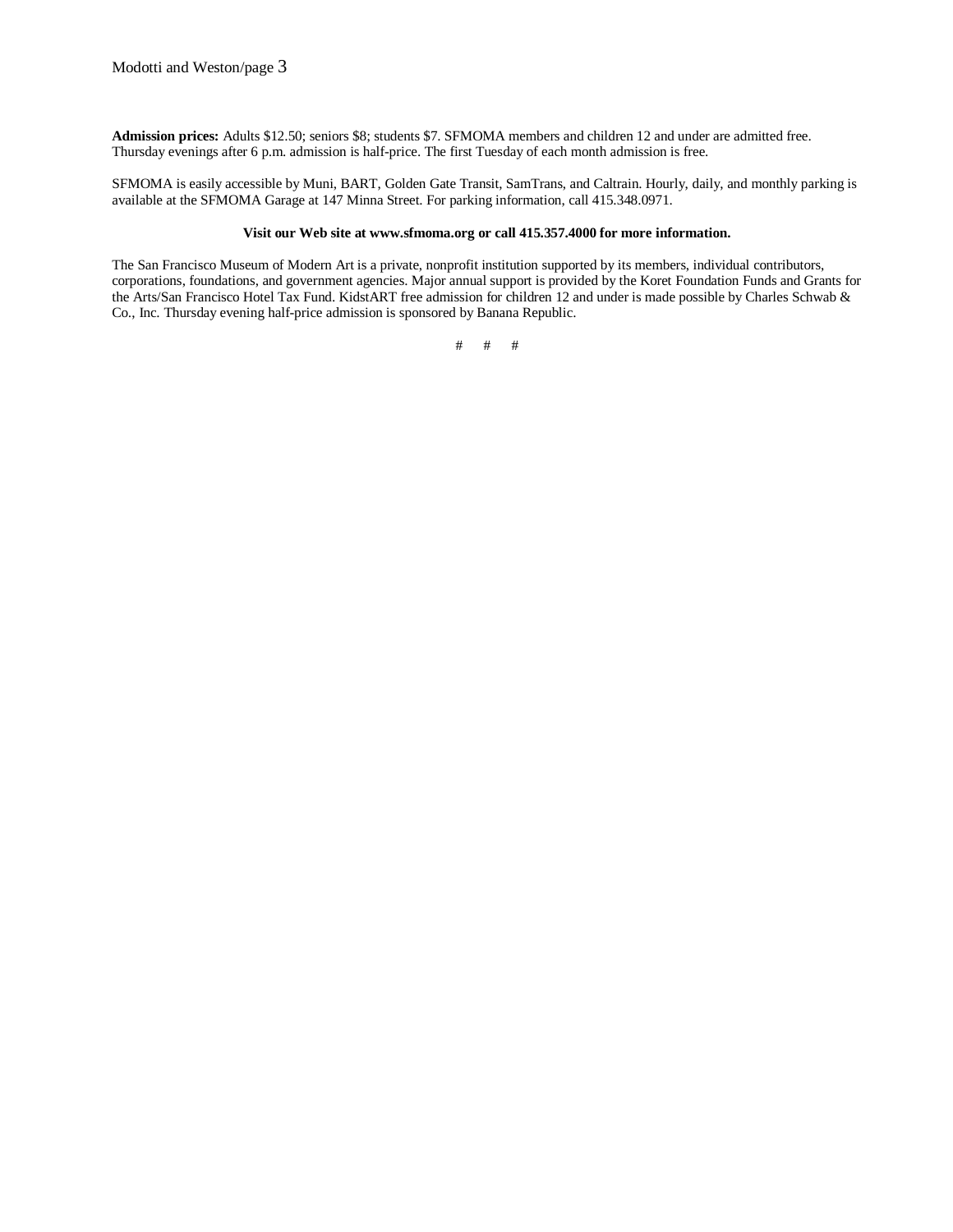**Admission prices:** Adults $12.50; seniors $8; students $7. SFMOMA members and children 12 and under are admitted free. Thursday evenings after 6 p.m. admission is half-price. The first Tuesday of each month admission is free.

SFMOMA is easily accessible by Muni, BART, Golden Gate Transit, SamTrans, and Caltrain. Hourly, daily, and monthly parking is available at the SFMOMA Garage at 147 Minna Street. For parking information, call 415.348.0971.

**Visit our Web site at www.sfmoma.org or call 415.357.4000 for more information.**

The San Francisco Museum of Modern Art is a private, nonprofit institution supported by its members, individual contributors, corporations, foundations, and government agencies. Major annual support is provided by the Koret Foundation Funds and Grants for the Arts/San Francisco Hotel Tax Fund. KidstART free admission for children 12 and under is made possible by Charles Schwab & Co., Inc. Thursday evening half-price admission is sponsored by Banana Republic.

# # #